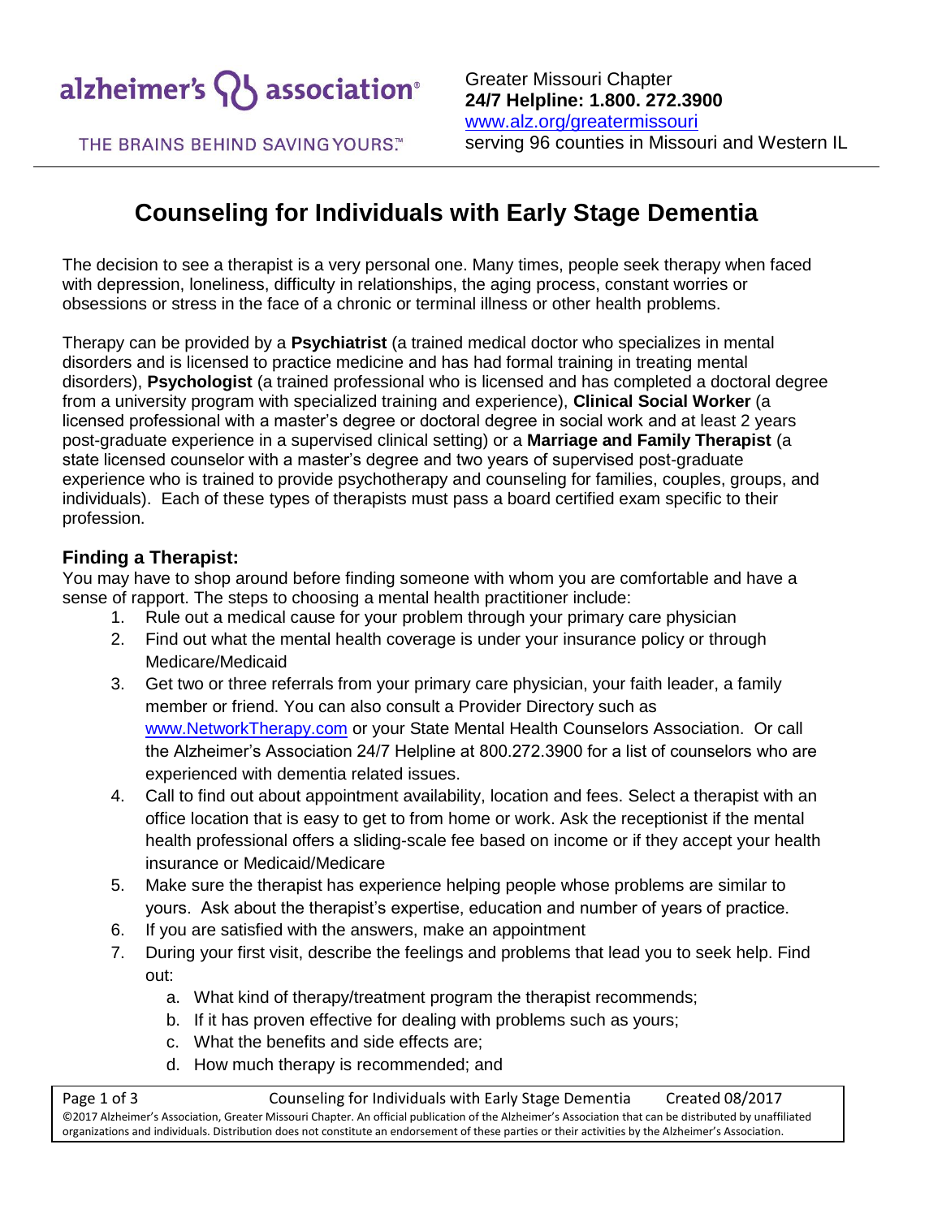alzheimer's association®

THE BRAINS BEHIND SAVING YOURS.™

Greater Missouri Chapter
**24/7 Helpline: 1.800. 272.3900**
www.alz.org/greatermissouri
serving 96 counties in Missouri and Western IL

# Counseling for Individuals with Early Stage Dementia

The decision to see a therapist is a very personal one. Many times, people seek therapy when faced with depression, loneliness, difficulty in relationships, the aging process, constant worries or obsessions or stress in the face of a chronic or terminal illness or other health problems.

Therapy can be provided by a **Psychiatrist** (a trained medical doctor who specializes in mental disorders and is licensed to practice medicine and has had formal training in treating mental disorders), **Psychologist** (a trained professional who is licensed and has completed a doctoral degree from a university program with specialized training and experience), **Clinical Social Worker** (a licensed professional with a master's degree or doctoral degree in social work and at least 2 years post-graduate experience in a supervised clinical setting) or a **Marriage and Family Therapist** (a state licensed counselor with a master's degree and two years of supervised post-graduate experience who is trained to provide psychotherapy and counseling for families, couples, groups, and individuals). Each of these types of therapists must pass a board certified exam specific to their profession.

## Finding a Therapist:

You may have to shop around before finding someone with whom you are comfortable and have a sense of rapport. The steps to choosing a mental health practitioner include:

1. Rule out a medical cause for your problem through your primary care physician
2. Find out what the mental health coverage is under your insurance policy or through Medicare/Medicaid
3. Get two or three referrals from your primary care physician, your faith leader, a family member or friend. You can also consult a Provider Directory such as www.NetworkTherapy.com or your State Mental Health Counselors Association. Or call the Alzheimer's Association 24/7 Helpline at 800.272.3900 for a list of counselors who are experienced with dementia related issues.
4. Call to find out about appointment availability, location and fees. Select a therapist with an office location that is easy to get to from home or work. Ask the receptionist if the mental health professional offers a sliding-scale fee based on income or if they accept your health insurance or Medicaid/Medicare
5. Make sure the therapist has experience helping people whose problems are similar to yours. Ask about the therapist's expertise, education and number of years of practice.
6. If you are satisfied with the answers, make an appointment
7. During your first visit, describe the feelings and problems that lead you to seek help. Find out:
   a. What kind of therapy/treatment program the therapist recommends;
   b. If it has proven effective for dealing with problems such as yours;
   c. What the benefits and side effects are;
   d. How much therapy is recommended; and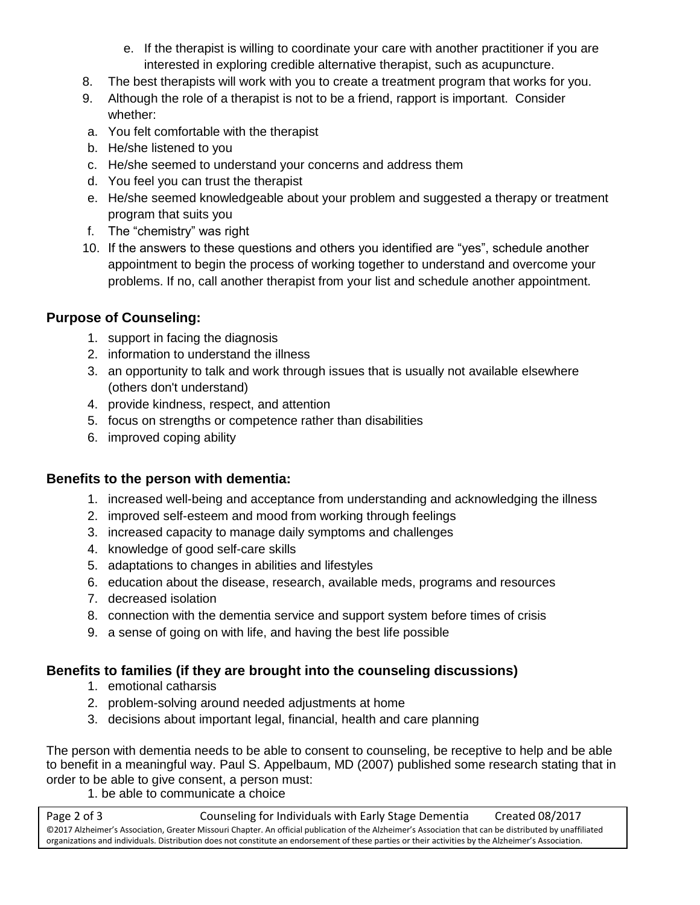e. If the therapist is willing to coordinate your care with another practitioner if you are interested in exploring credible alternative therapist, such as acupuncture.

8. The best therapists will work with you to create a treatment program that works for you.
9. Although the role of a therapist is not to be a friend, rapport is important. Consider whether:
   a. You felt comfortable with the therapist
   b. He/she listened to you
   c. He/she seemed to understand your concerns and address them
   d. You feel you can trust the therapist
   e. He/she seemed knowledgeable about your problem and suggested a therapy or treatment program that suits you
   f. The "chemistry" was right
10. If the answers to these questions and others you identified are "yes", schedule another appointment to begin the process of working together to understand and overcome your problems. If no, call another therapist from your list and schedule another appointment.

### Purpose of Counseling:

1. support in facing the diagnosis
2. information to understand the illness
3. an opportunity to talk and work through issues that is usually not available elsewhere (others don't understand)
4. provide kindness, respect, and attention
5. focus on strengths or competence rather than disabilities
6. improved coping ability

### Benefits to the person with dementia:

1. increased well-being and acceptance from understanding and acknowledging the illness
2. improved self-esteem and mood from working through feelings
3. increased capacity to manage daily symptoms and challenges
4. knowledge of good self-care skills
5. adaptations to changes in abilities and lifestyles
6. education about the disease, research, available meds, programs and resources
7. decreased isolation
8. connection with the dementia service and support system before times of crisis
9. a sense of going on with life, and having the best life possible

### Benefits to families (if they are brought into the counseling discussions)

1. emotional catharsis
2. problem-solving around needed adjustments at home
3. decisions about important legal, financial, health and care planning

The person with dementia needs to be able to consent to counseling, be receptive to help and be able to benefit in a meaningful way. Paul S. Appelbaum, MD (2007) published some research stating that in order to be able to give consent, a person must:

1. be able to communicate a choice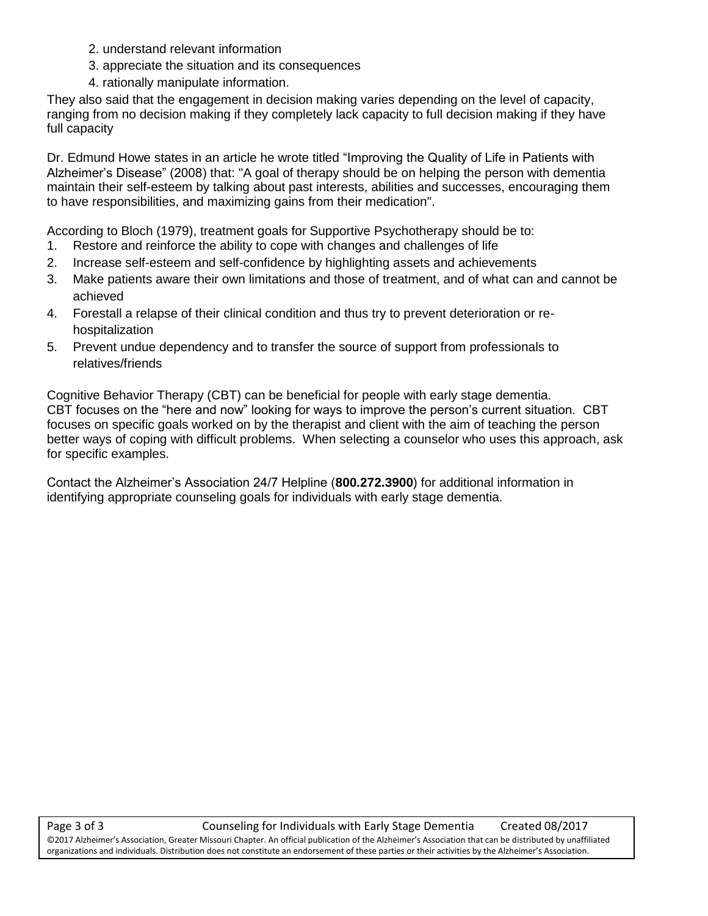2. understand relevant information
3. appreciate the situation and its consequences
4. rationally manipulate information.

They also said that the engagement in decision making varies depending on the level of capacity, ranging from no decision making if they completely lack capacity to full decision making if they have full capacity

Dr. Edmund Howe states in an article he wrote titled "Improving the Quality of Life in Patients with Alzheimer's Disease" (2008) that: "A goal of therapy should be on helping the person with dementia maintain their self-esteem by talking about past interests, abilities and successes, encouraging them to have responsibilities, and maximizing gains from their medication".

According to Bloch (1979), treatment goals for Supportive Psychotherapy should be to:

1. Restore and reinforce the ability to cope with changes and challenges of life
2. Increase self-esteem and self-confidence by highlighting assets and achievements
3. Make patients aware their own limitations and those of treatment, and of what can and cannot be achieved
4. Forestall a relapse of their clinical condition and thus try to prevent deterioration or re-hospitalization
5. Prevent undue dependency and to transfer the source of support from professionals to relatives/friends

Cognitive Behavior Therapy (CBT) can be beneficial for people with early stage dementia. CBT focuses on the "here and now" looking for ways to improve the person's current situation. CBT focuses on specific goals worked on by the therapist and client with the aim of teaching the person better ways of coping with difficult problems. When selecting a counselor who uses this approach, ask for specific examples.

Contact the Alzheimer's Association 24/7 Helpline (**800.272.3900**) for additional information in identifying appropriate counseling goals for individuals with early stage dementia.

©2017 Alzheimer's Association, Greater Missouri Chapter. An official publication of the Alzheimer's Association that can be distributed by unaffiliated organizations and individuals. Distribution does not constitute an endorsement of these parties or their activities by the Alzheimer's Association.